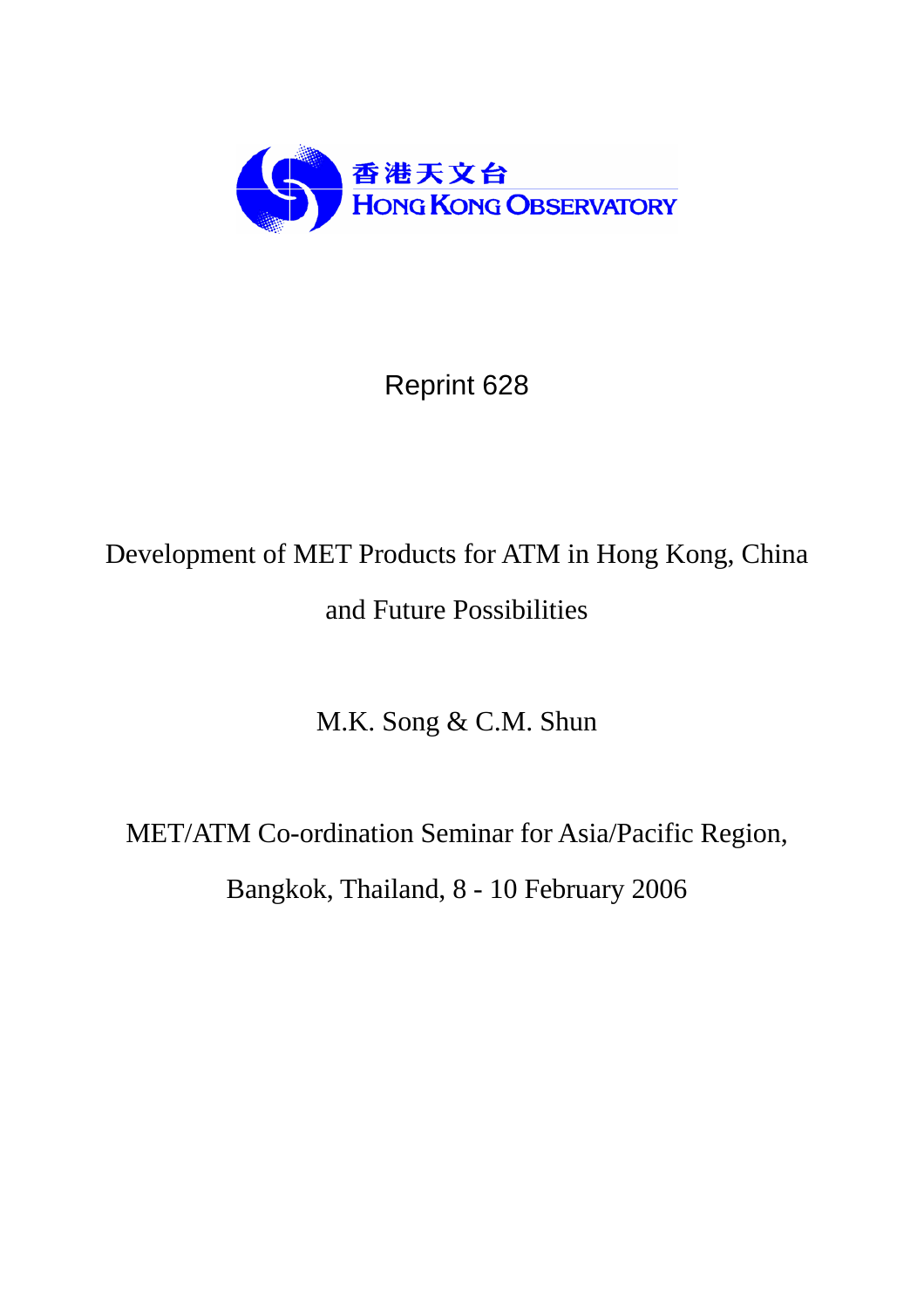香港天文台
HONG KONG OBSERVATORY

Reprint 628

# Development of MET Products for ATM in Hong Kong, China and Future Possibilities

M.K. Song & C.M. Shun

MET/ATM Co-ordination Seminar for Asia/Pacific Region,

Bangkok, Thailand, 8 - 10 February 2006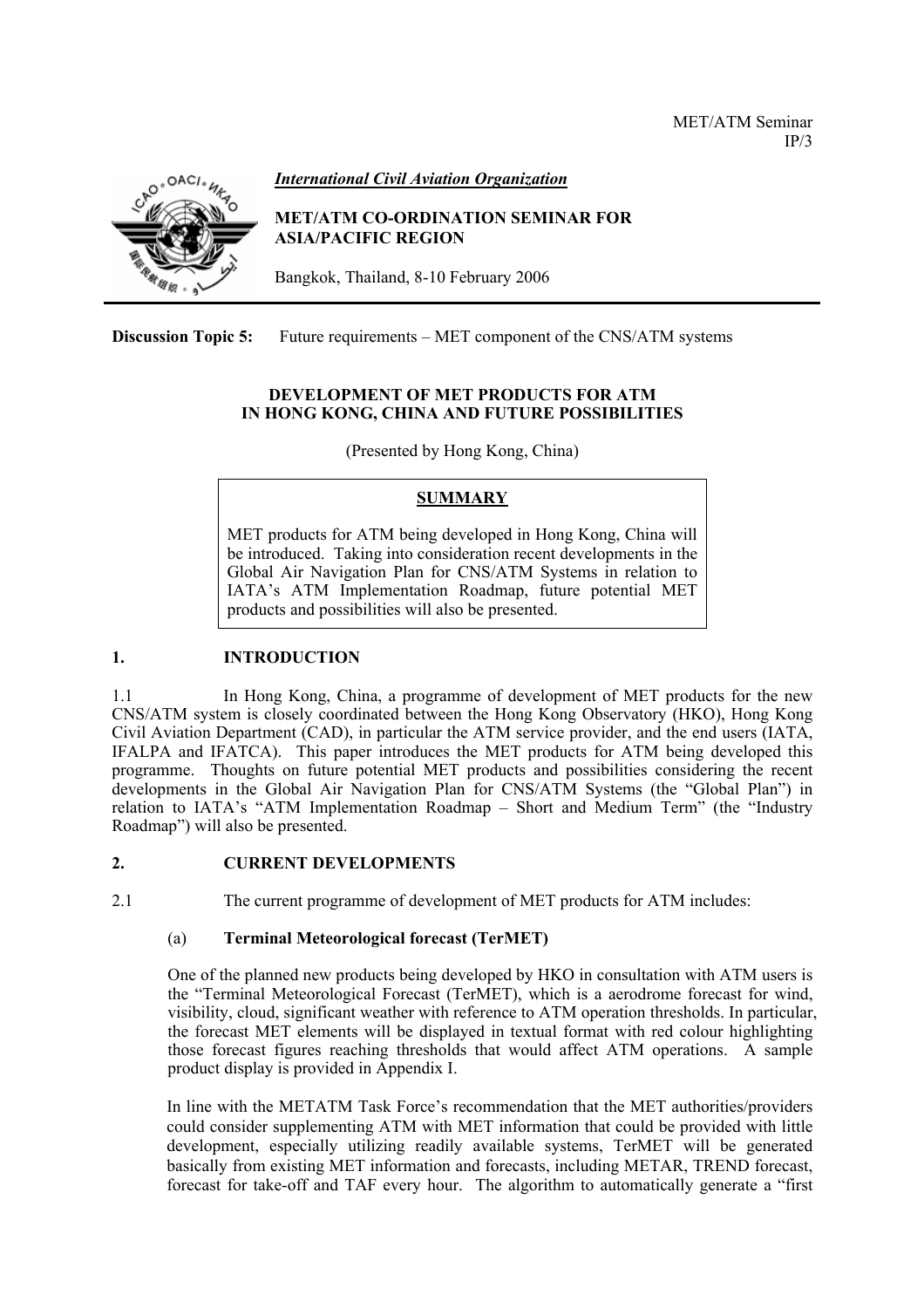MET/ATM Seminar
IP/3

*International Civil Aviation Organization*

**MET/ATM CO-ORDINATION SEMINAR FOR ASIA/PACIFIC REGION**

Bangkok, Thailand, 8-10 February 2006

**Discussion Topic 5:** Future requirements – MET component of the CNS/ATM systems

**DEVELOPMENT OF MET PRODUCTS FOR ATM IN HONG KONG, CHINA AND FUTURE POSSIBILITIES**

(Presented by Hong Kong, China)

**SUMMARY**

MET products for ATM being developed in Hong Kong, China will be introduced. Taking into consideration recent developments in the Global Air Navigation Plan for CNS/ATM Systems in relation to IATA's ATM Implementation Roadmap, future potential MET products and possibilities will also be presented.

## 1. INTRODUCTION

1.1 In Hong Kong, China, a programme of development of MET products for the new CNS/ATM system is closely coordinated between the Hong Kong Observatory (HKO), Hong Kong Civil Aviation Department (CAD), in particular the ATM service provider, and the end users (IATA, IFALPA and IFATCA). This paper introduces the MET products for ATM being developed this programme. Thoughts on future potential MET products and possibilities considering the recent developments in the Global Air Navigation Plan for CNS/ATM Systems (the "Global Plan") in relation to IATA's "ATM Implementation Roadmap – Short and Medium Term" (the "Industry Roadmap") will also be presented.

## 2. CURRENT DEVELOPMENTS

2.1 The current programme of development of MET products for ATM includes:

(a) **Terminal Meteorological forecast (TerMET)**

One of the planned new products being developed by HKO in consultation with ATM users is the "Terminal Meteorological Forecast (TerMET), which is a aerodrome forecast for wind, visibility, cloud, significant weather with reference to ATM operation thresholds. In particular, the forecast MET elements will be displayed in textual format with red colour highlighting those forecast figures reaching thresholds that would affect ATM operations. A sample product display is provided in Appendix I.

In line with the METATM Task Force's recommendation that the MET authorities/providers could consider supplementing ATM with MET information that could be provided with little development, especially utilizing readily available systems, TerMET will be generated basically from existing MET information and forecasts, including METAR, TREND forecast, forecast for take-off and TAF every hour. The algorithm to automatically generate a "first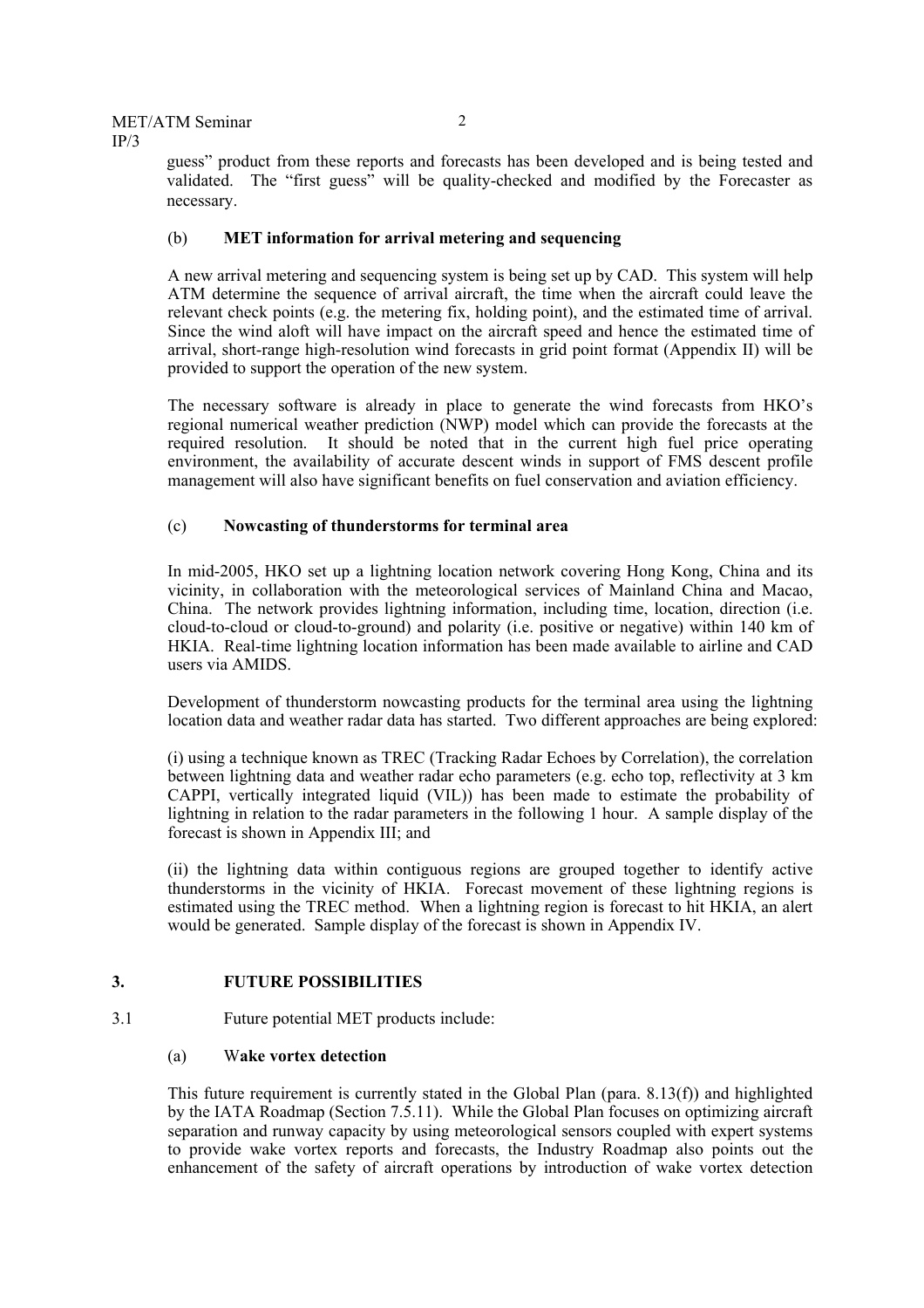guess" product from these reports and forecasts has been developed and is being tested and validated. The "first guess" will be quality-checked and modified by the Forecaster as necessary.

(b) **MET information for arrival metering and sequencing**

A new arrival metering and sequencing system is being set up by CAD. This system will help ATM determine the sequence of arrival aircraft, the time when the aircraft could leave the relevant check points (e.g. the metering fix, holding point), and the estimated time of arrival. Since the wind aloft will have impact on the aircraft speed and hence the estimated time of arrival, short-range high-resolution wind forecasts in grid point format (Appendix II) will be provided to support the operation of the new system.

The necessary software is already in place to generate the wind forecasts from HKO's regional numerical weather prediction (NWP) model which can provide the forecasts at the required resolution. It should be noted that in the current high fuel price operating environment, the availability of accurate descent winds in support of FMS descent profile management will also have significant benefits on fuel conservation and aviation efficiency.

(c) **Nowcasting of thunderstorms for terminal area**

In mid-2005, HKO set up a lightning location network covering Hong Kong, China and its vicinity, in collaboration with the meteorological services of Mainland China and Macao, China. The network provides lightning information, including time, location, direction (i.e. cloud-to-cloud or cloud-to-ground) and polarity (i.e. positive or negative) within 140 km of HKIA. Real-time lightning location information has been made available to airline and CAD users via AMIDS.

Development of thunderstorm nowcasting products for the terminal area using the lightning location data and weather radar data has started. Two different approaches are being explored:

(i) using a technique known as TREC (Tracking Radar Echoes by Correlation), the correlation between lightning data and weather radar echo parameters (e.g. echo top, reflectivity at 3 km CAPPI, vertically integrated liquid (VIL)) has been made to estimate the probability of lightning in relation to the radar parameters in the following 1 hour. A sample display of the forecast is shown in Appendix III; and

(ii) the lightning data within contiguous regions are grouped together to identify active thunderstorms in the vicinity of HKIA. Forecast movement of these lightning regions is estimated using the TREC method. When a lightning region is forecast to hit HKIA, an alert would be generated. Sample display of the forecast is shown in Appendix IV.

## 3. FUTURE POSSIBILITIES

3.1 Future potential MET products include:

(a) **Wake vortex detection**

This future requirement is currently stated in the Global Plan (para. 8.13(f)) and highlighted by the IATA Roadmap (Section 7.5.11). While the Global Plan focuses on optimizing aircraft separation and runway capacity by using meteorological sensors coupled with expert systems to provide wake vortex reports and forecasts, the Industry Roadmap also points out the enhancement of the safety of aircraft operations by introduction of wake vortex detection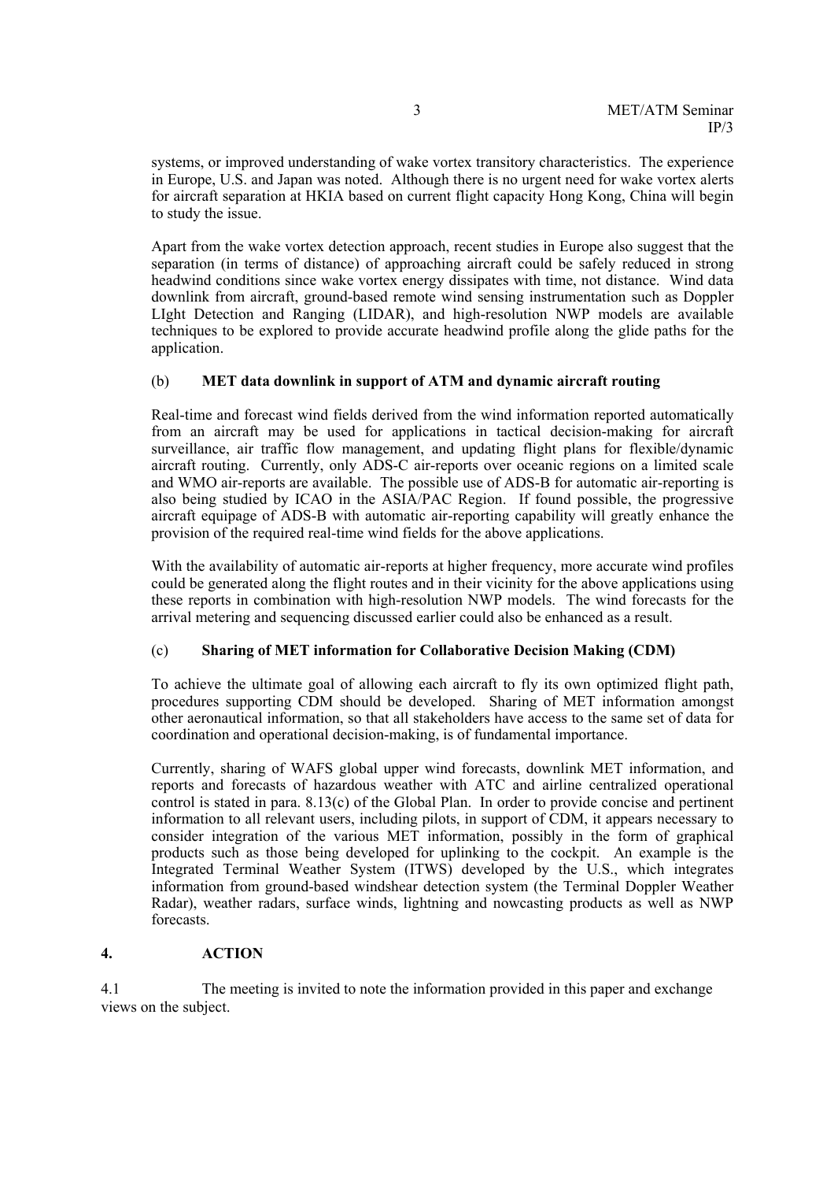systems, or improved understanding of wake vortex transitory characteristics. The experience in Europe, U.S. and Japan was noted. Although there is no urgent need for wake vortex alerts for aircraft separation at HKIA based on current flight capacity Hong Kong, China will begin to study the issue.

Apart from the wake vortex detection approach, recent studies in Europe also suggest that the separation (in terms of distance) of approaching aircraft could be safely reduced in strong headwind conditions since wake vortex energy dissipates with time, not distance. Wind data downlink from aircraft, ground-based remote wind sensing instrumentation such as Doppler LIght Detection and Ranging (LIDAR), and high-resolution NWP models are available techniques to be explored to provide accurate headwind profile along the glide paths for the application.

(b) **MET data downlink in support of ATM and dynamic aircraft routing**

Real-time and forecast wind fields derived from the wind information reported automatically from an aircraft may be used for applications in tactical decision-making for aircraft surveillance, air traffic flow management, and updating flight plans for flexible/dynamic aircraft routing. Currently, only ADS-C air-reports over oceanic regions on a limited scale and WMO air-reports are available. The possible use of ADS-B for automatic air-reporting is also being studied by ICAO in the ASIA/PAC Region. If found possible, the progressive aircraft equipage of ADS-B with automatic air-reporting capability will greatly enhance the provision of the required real-time wind fields for the above applications.

With the availability of automatic air-reports at higher frequency, more accurate wind profiles could be generated along the flight routes and in their vicinity for the above applications using these reports in combination with high-resolution NWP models. The wind forecasts for the arrival metering and sequencing discussed earlier could also be enhanced as a result.

(c) **Sharing of MET information for Collaborative Decision Making (CDM)**

To achieve the ultimate goal of allowing each aircraft to fly its own optimized flight path, procedures supporting CDM should be developed. Sharing of MET information amongst other aeronautical information, so that all stakeholders have access to the same set of data for coordination and operational decision-making, is of fundamental importance.

Currently, sharing of WAFS global upper wind forecasts, downlink MET information, and reports and forecasts of hazardous weather with ATC and airline centralized operational control is stated in para. 8.13(c) of the Global Plan. In order to provide concise and pertinent information to all relevant users, including pilots, in support of CDM, it appears necessary to consider integration of the various MET information, possibly in the form of graphical products such as those being developed for uplinking to the cockpit. An example is the Integrated Terminal Weather System (ITWS) developed by the U.S., which integrates information from ground-based windshear detection system (the Terminal Doppler Weather Radar), weather radars, surface winds, lightning and nowcasting products as well as NWP forecasts.

## 4. ACTION

4.1 The meeting is invited to note the information provided in this paper and exchange views on the subject.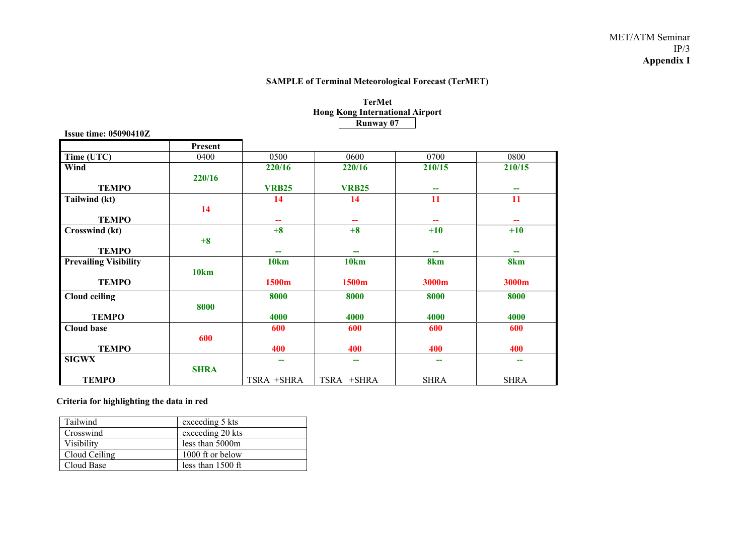MET/ATM Seminar
IP/3
**Appendix I**

**SAMPLE of Terminal Meteorological Forecast (TerMET)**

**TerMet**
**Hong Kong International Airport**
**Runway 07**

**Issue time: 05090410Z**

| | **Present** | | | | |
|---|---|---|---|---|---|
| **Time (UTC)** | 0400 | 0500 | 0600 | 0700 | 0800 |
| **Wind** | **220/16** | **220/16** | **220/16** | **210/15** | **210/15** |
| **TEMPO** | | **VRB25** | **VRB25** | **--** | **--** |
| **Tailwind (kt)** | **14** | **14** | **14** | **11** | **11** |
| **TEMPO** | | **--** | **--** | **--** | **--** |
| **Crosswind (kt)** | **+8** | **+8** | **+8** | **+10** | **+10** |
| **TEMPO** | | **--** | **--** | **--** | **--** |
| **Prevailing Visibility** | **10km** | **10km** | **10km** | **8km** | **8km** |
| **TEMPO** | | **1500m** | **1500m** | **3000m** | **3000m** |
| **Cloud ceiling** | **8000** | **8000** | **8000** | **8000** | **8000** |
| **TEMPO** | | **4000** | **4000** | **4000** | **4000** |
| **Cloud base** | **600** | **600** | **600** | **600** | **600** |
| **TEMPO** | | **400** | **400** | **400** | **400** |
| **SIGWX** | **SHRA** | **--** | **--** | **--** | **--** |
| **TEMPO** | | TSRA +SHRA | TSRA +SHRA | SHRA | SHRA |

**Criteria for highlighting the data in red**

| | |
|---|---|
| Tailwind | exceeding 5 kts |
| Crosswind | exceeding 20 kts |
| Visibility | less than 5000m |
| Cloud Ceiling | 1000 ft or below |
| Cloud Base | less than 1500 ft |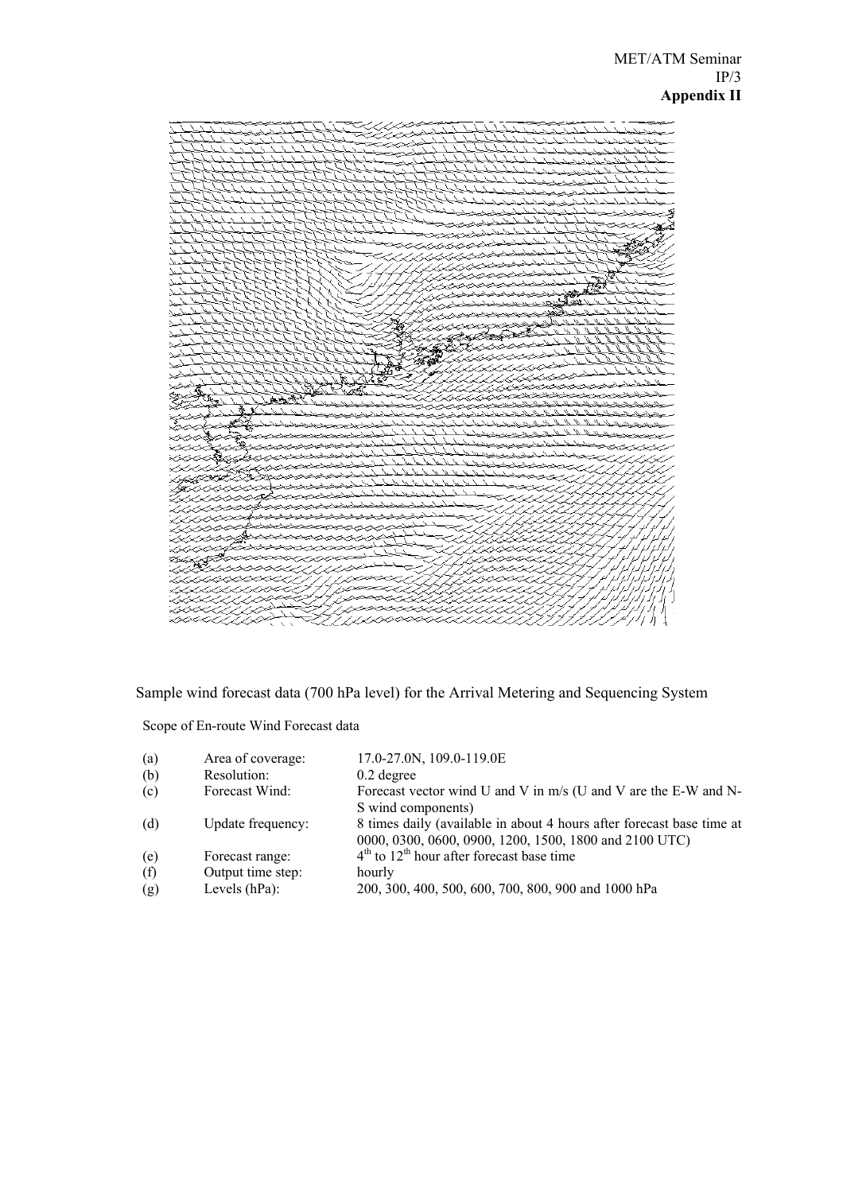Sample wind forecast data (700 hPa level) for the Arrival Metering and Sequencing System

Scope of En-route Wind Forecast data

| | | |
|---|---|---|
| (a) | Area of coverage: | 17.0-27.0N, 109.0-119.0E |
| (b) | Resolution: | 0.2 degree |
| (c) | Forecast Wind: | Forecast vector wind U and V in m/s (U and V are the E-W and N-S wind components) |
| (d) | Update frequency: | 8 times daily (available in about 4 hours after forecast base time at 0000, 0300, 0600, 0900, 1200, 1500, 1800 and 2100 UTC) |
| (e) | Forecast range: | $4^{th}$ to $12^{th}$ hour after forecast base time |
| (f) | Output time step: | hourly |
| (g) | Levels (hPa): | 200, 300, 400, 500, 600, 700, 800, 900 and 1000 hPa |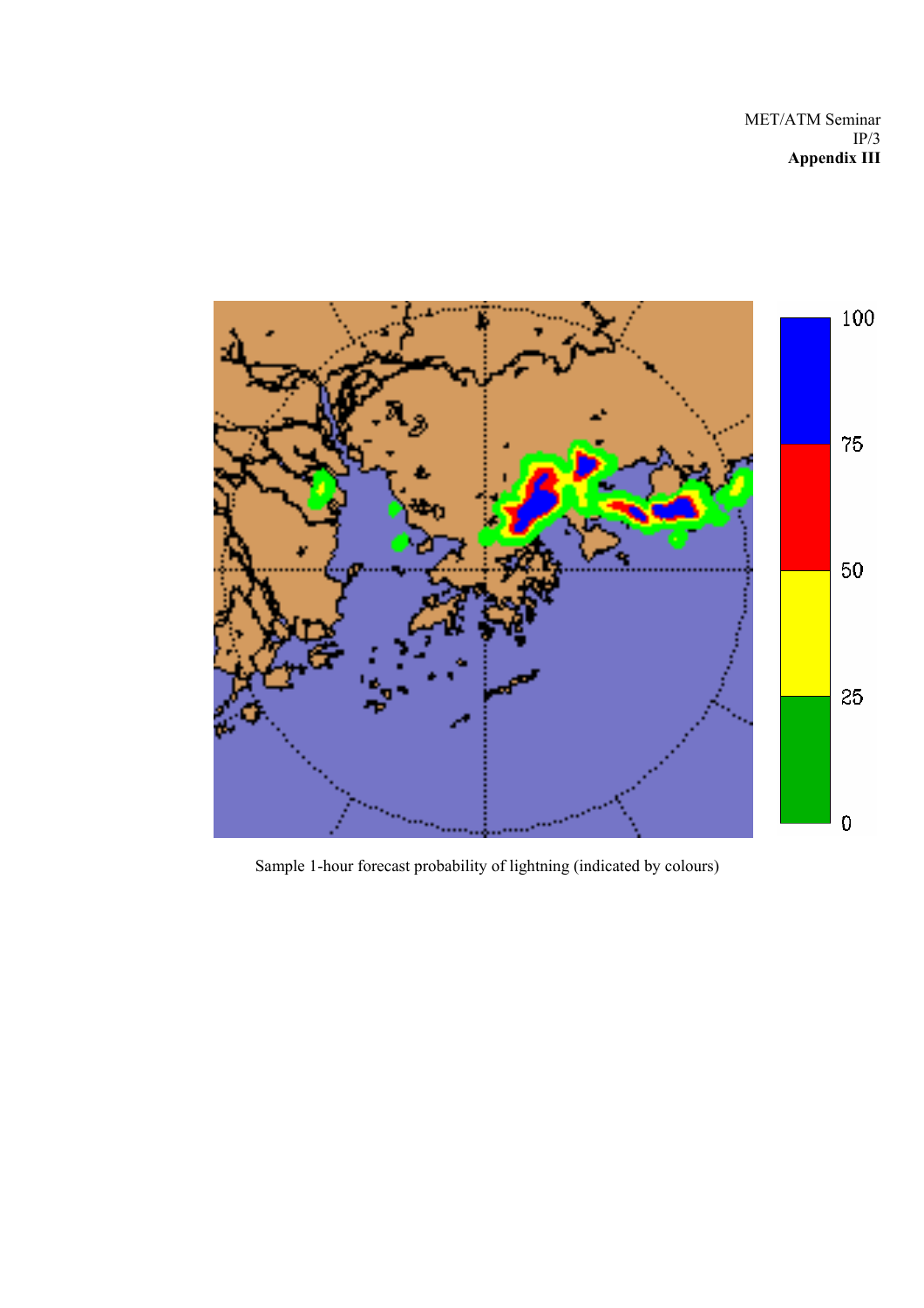MET/ATM Seminar
IP/3
**Appendix III**

Sample 1-hour forecast probability of lightning (indicated by colours)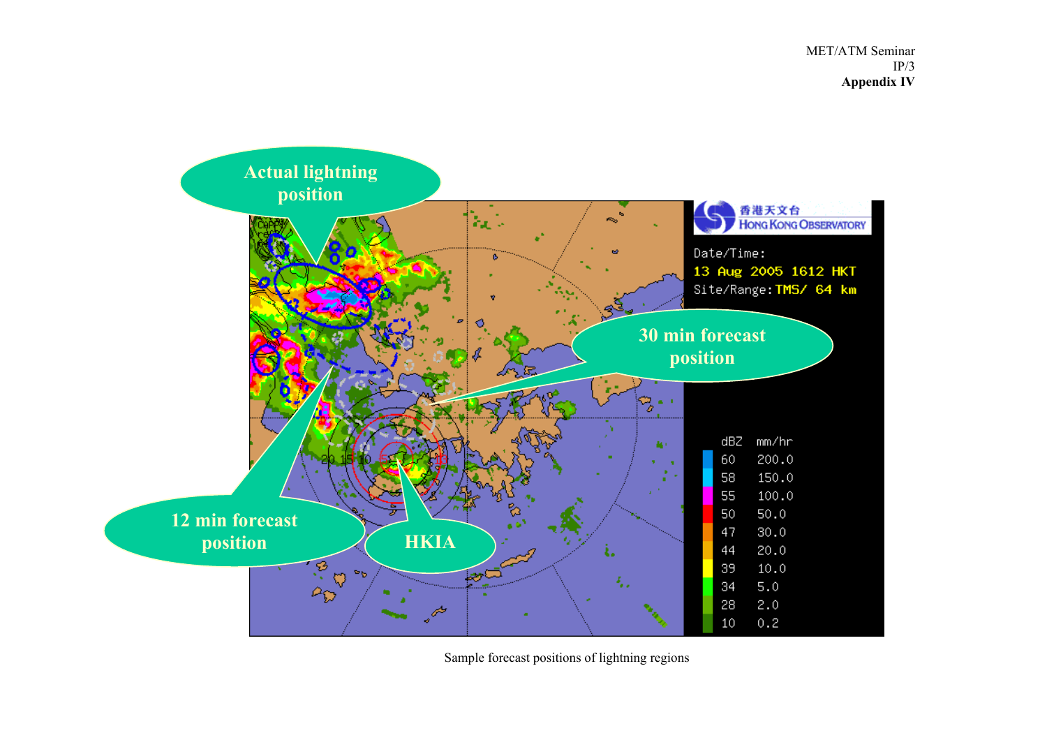MET/ATM Seminar
IP/3
**Appendix IV**

Actual lightning position

30 min forecast position

12 min forecast position

HKIA

香港天文台 HONG KONG OBSERVATORY

Date/Time:
13 Aug 2005 1612 HKT
Site/Range: TMS/ 64 km

dBZ mm/hr
60 200.0
58 150.0
55 100.0
50 50.0
47 30.0
44 20.0
39 10.0
34 5.0
28 2.0
10 0.2

Sample forecast positions of lightning regions